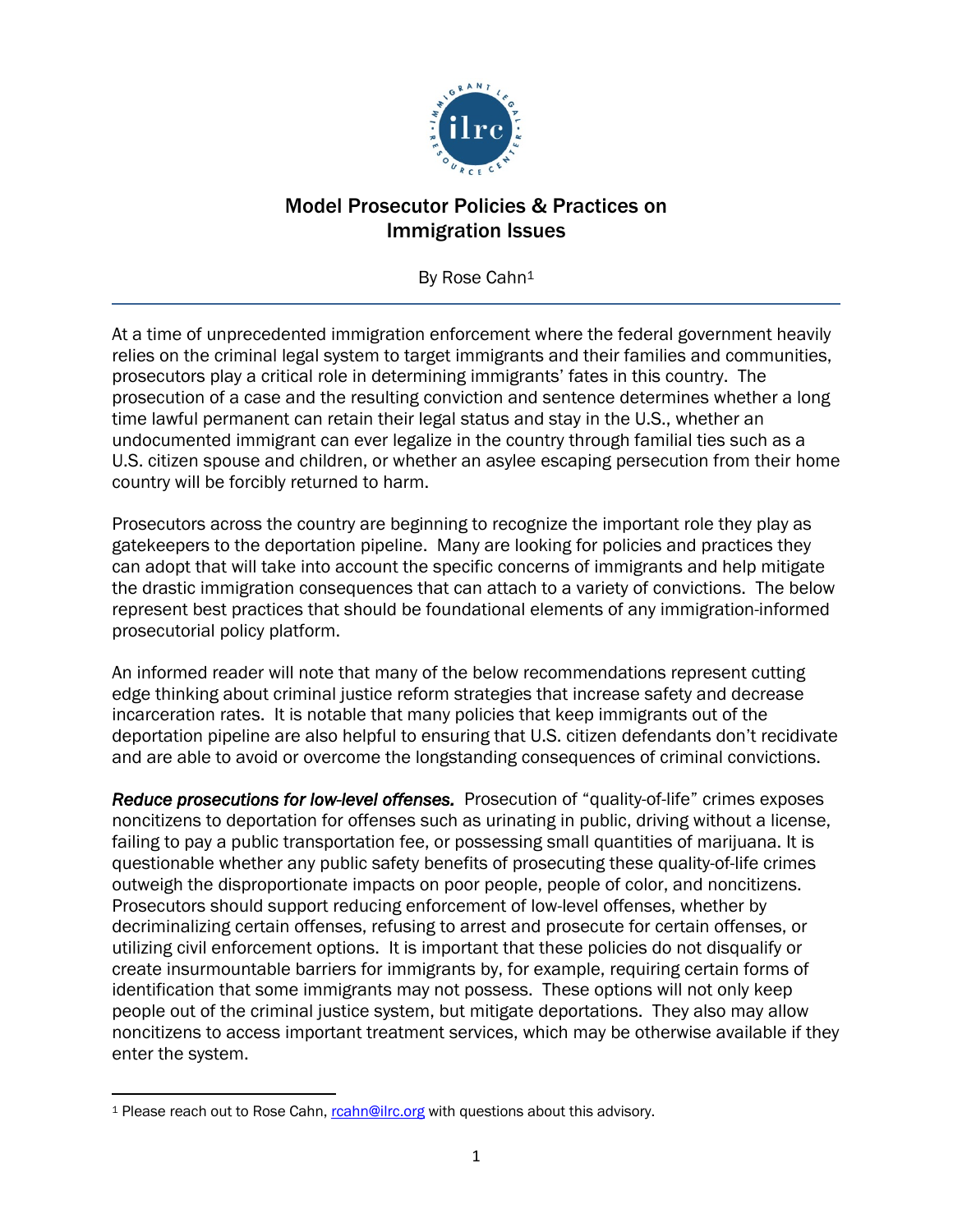# Model Prosecutor Policies & Practices on Immigration Issues

By Rose Cahn[1]

At a time of unprecedented immigration enforcement where the federal government heavily relies on the criminal legal system to target immigrants and their families and communities, prosecutors play a critical role in determining immigrants' fates in this country. The prosecution of a case and the resulting conviction and sentence determines whether a long time lawful permanent can retain their legal status and stay in the U.S., whether an undocumented immigrant can ever legalize in the country through familial ties such as a U.S. citizen spouse and children, or whether an asylee escaping persecution from their home country will be forcibly returned to harm.

Prosecutors across the country are beginning to recognize the important role they play as gatekeepers to the deportation pipeline. Many are looking for policies and practices they can adopt that will take into account the specific concerns of immigrants and help mitigate the drastic immigration consequences that can attach to a variety of convictions. The below represent best practices that should be foundational elements of any immigration-informed prosecutorial policy platform.

An informed reader will note that many of the below recommendations represent cutting edge thinking about criminal justice reform strategies that increase safety and decrease incarceration rates. It is notable that many policies that keep immigrants out of the deportation pipeline are also helpful to ensuring that U.S. citizen defendants don't recidivate and are able to avoid or overcome the longstanding consequences of criminal convictions.

***Reduce prosecutions for low-level offenses.*** Prosecution of "quality-of-life" crimes exposes noncitizens to deportation for offenses such as urinating in public, driving without a license, failing to pay a public transportation fee, or possessing small quantities of marijuana. It is questionable whether any public safety benefits of prosecuting these quality-of-life crimes outweigh the disproportionate impacts on poor people, people of color, and noncitizens. Prosecutors should support reducing enforcement of low-level offenses, whether by decriminalizing certain offenses, refusing to arrest and prosecute for certain offenses, or utilizing civil enforcement options. It is important that these policies do not disqualify or create insurmountable barriers for immigrants by, for example, requiring certain forms of identification that some immigrants may not possess. These options will not only keep people out of the criminal justice system, but mitigate deportations. They also may allow noncitizens to access important treatment services, which may be otherwise available if they enter the system.

[1] Please reach out to Rose Cahn, rcahn@ilrc.org with questions about this advisory.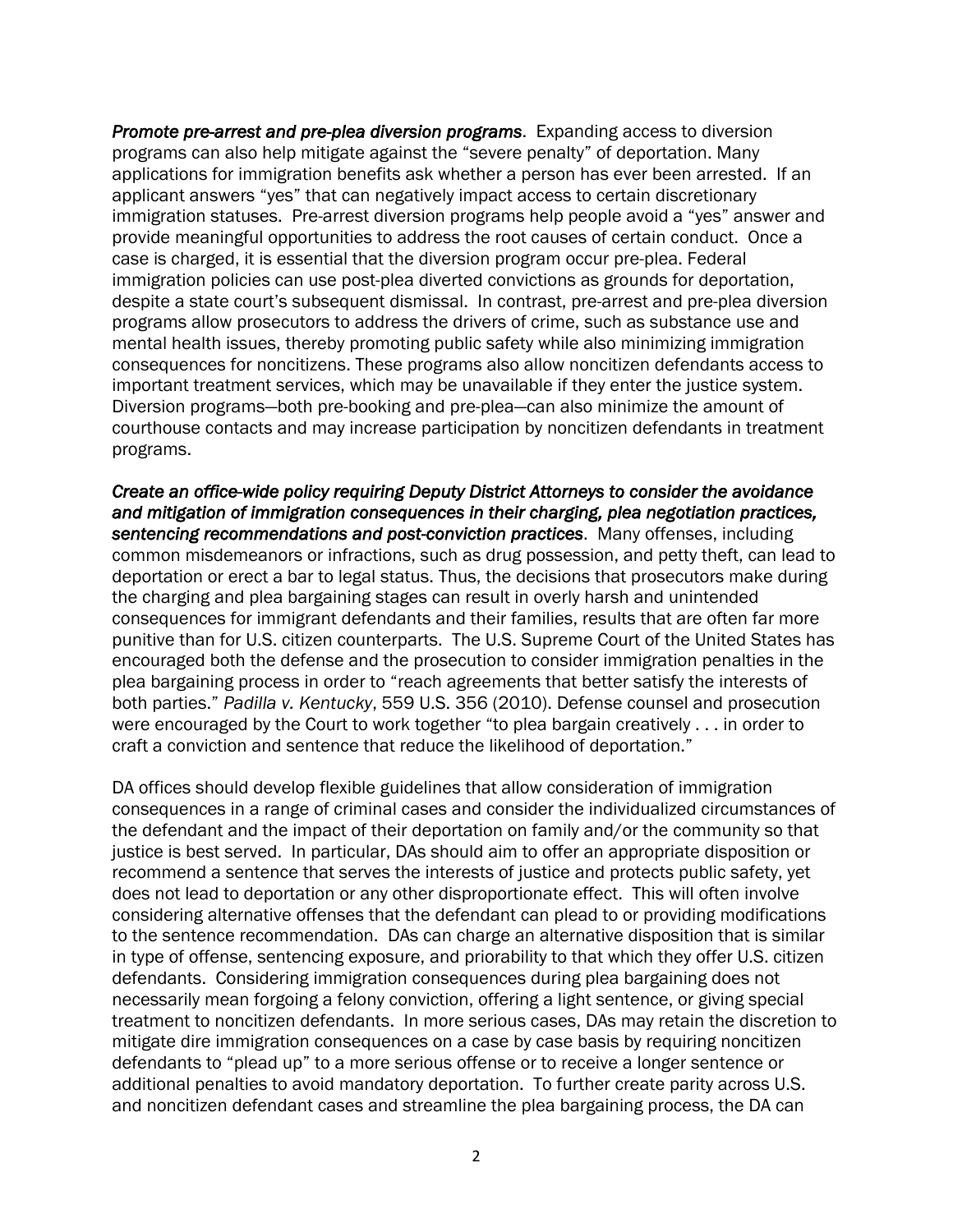***Promote pre-arrest and pre-plea diversion programs***. Expanding access to diversion programs can also help mitigate against the "severe penalty" of deportation. Many applications for immigration benefits ask whether a person has ever been arrested. If an applicant answers "yes" that can negatively impact access to certain discretionary immigration statuses. Pre-arrest diversion programs help people avoid a "yes" answer and provide meaningful opportunities to address the root causes of certain conduct. Once a case is charged, it is essential that the diversion program occur pre-plea. Federal immigration policies can use post-plea diverted convictions as grounds for deportation, despite a state court's subsequent dismissal. In contrast, pre-arrest and pre-plea diversion programs allow prosecutors to address the drivers of crime, such as substance use and mental health issues, thereby promoting public safety while also minimizing immigration consequences for noncitizens. These programs also allow noncitizen defendants access to important treatment services, which may be unavailable if they enter the justice system. Diversion programs—both pre-booking and pre-plea—can also minimize the amount of courthouse contacts and may increase participation by noncitizen defendants in treatment programs.

***Create an office-wide policy requiring Deputy District Attorneys to consider the avoidance and mitigation of immigration consequences in their charging, plea negotiation practices, sentencing recommendations and post-conviction practices***. Many offenses, including common misdemeanors or infractions, such as drug possession, and petty theft, can lead to deportation or erect a bar to legal status. Thus, the decisions that prosecutors make during the charging and plea bargaining stages can result in overly harsh and unintended consequences for immigrant defendants and their families, results that are often far more punitive than for U.S. citizen counterparts. The U.S. Supreme Court of the United States has encouraged both the defense and the prosecution to consider immigration penalties in the plea bargaining process in order to "reach agreements that better satisfy the interests of both parties." *Padilla v. Kentucky*, 559 U.S. 356 (2010). Defense counsel and prosecution were encouraged by the Court to work together "to plea bargain creatively . . . in order to craft a conviction and sentence that reduce the likelihood of deportation."

DA offices should develop flexible guidelines that allow consideration of immigration consequences in a range of criminal cases and consider the individualized circumstances of the defendant and the impact of their deportation on family and/or the community so that justice is best served. In particular, DAs should aim to offer an appropriate disposition or recommend a sentence that serves the interests of justice and protects public safety, yet does not lead to deportation or any other disproportionate effect. This will often involve considering alternative offenses that the defendant can plead to or providing modifications to the sentence recommendation. DAs can charge an alternative disposition that is similar in type of offense, sentencing exposure, and priorability to that which they offer U.S. citizen defendants. Considering immigration consequences during plea bargaining does not necessarily mean forgoing a felony conviction, offering a light sentence, or giving special treatment to noncitizen defendants. In more serious cases, DAs may retain the discretion to mitigate dire immigration consequences on a case by case basis by requiring noncitizen defendants to "plead up" to a more serious offense or to receive a longer sentence or additional penalties to avoid mandatory deportation. To further create parity across U.S. and noncitizen defendant cases and streamline the plea bargaining process, the DA can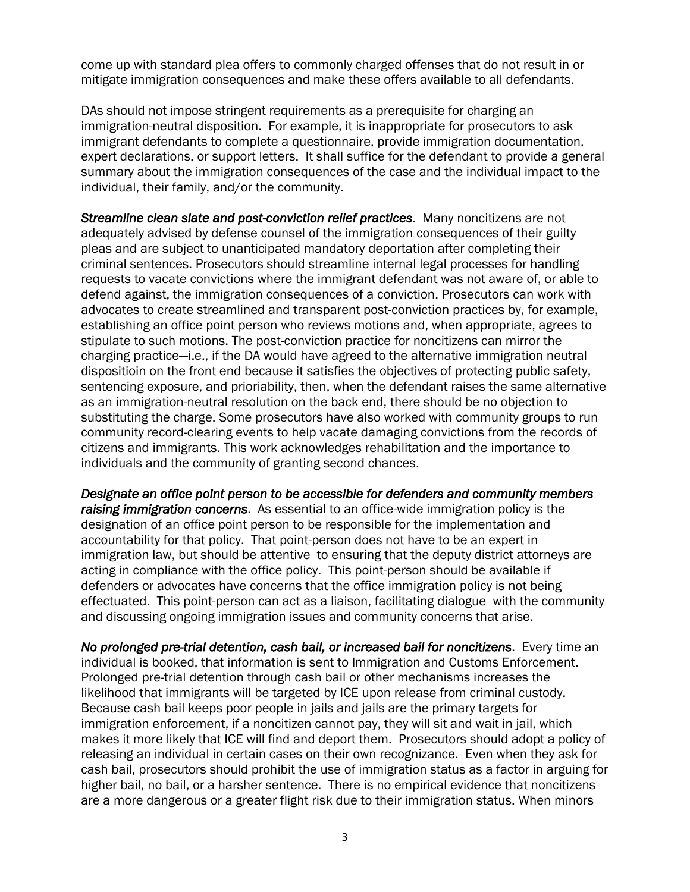come up with standard plea offers to commonly charged offenses that do not result in or mitigate immigration consequences and make these offers available to all defendants.

DAs should not impose stringent requirements as a prerequisite for charging an immigration-neutral disposition. For example, it is inappropriate for prosecutors to ask immigrant defendants to complete a questionnaire, provide immigration documentation, expert declarations, or support letters. It shall suffice for the defendant to provide a general summary about the immigration consequences of the case and the individual impact to the individual, their family, and/or the community.

***Streamline clean slate and post-conviction relief practices***. Many noncitizens are not adequately advised by defense counsel of the immigration consequences of their guilty pleas and are subject to unanticipated mandatory deportation after completing their criminal sentences. Prosecutors should streamline internal legal processes for handling requests to vacate convictions where the immigrant defendant was not aware of, or able to defend against, the immigration consequences of a conviction. Prosecutors can work with advocates to create streamlined and transparent post-conviction practices by, for example, establishing an office point person who reviews motions and, when appropriate, agrees to stipulate to such motions. The post-conviction practice for noncitizens can mirror the charging practice—i.e., if the DA would have agreed to the alternative immigration neutral dispositioin on the front end because it satisfies the objectives of protecting public safety, sentencing exposure, and prioriability, then, when the defendant raises the same alternative as an immigration-neutral resolution on the back end, there should be no objection to substituting the charge. Some prosecutors have also worked with community groups to run community record-clearing events to help vacate damaging convictions from the records of citizens and immigrants. This work acknowledges rehabilitation and the importance to individuals and the community of granting second chances.

***Designate an office point person to be accessible for defenders and community members raising immigration concerns***. As essential to an office-wide immigration policy is the designation of an office point person to be responsible for the implementation and accountability for that policy. That point-person does not have to be an expert in immigration law, but should be attentive to ensuring that the deputy district attorneys are acting in compliance with the office policy. This point-person should be available if defenders or advocates have concerns that the office immigration policy is not being effectuated. This point-person can act as a liaison, facilitating dialogue with the community and discussing ongoing immigration issues and community concerns that arise.

***No prolonged pre-trial detention, cash bail, or increased bail for noncitizens***. Every time an individual is booked, that information is sent to Immigration and Customs Enforcement. Prolonged pre-trial detention through cash bail or other mechanisms increases the likelihood that immigrants will be targeted by ICE upon release from criminal custody. Because cash bail keeps poor people in jails and jails are the primary targets for immigration enforcement, if a noncitizen cannot pay, they will sit and wait in jail, which makes it more likely that ICE will find and deport them. Prosecutors should adopt a policy of releasing an individual in certain cases on their own recognizance. Even when they ask for cash bail, prosecutors should prohibit the use of immigration status as a factor in arguing for higher bail, no bail, or a harsher sentence. There is no empirical evidence that noncitizens are a more dangerous or a greater flight risk due to their immigration status. When minors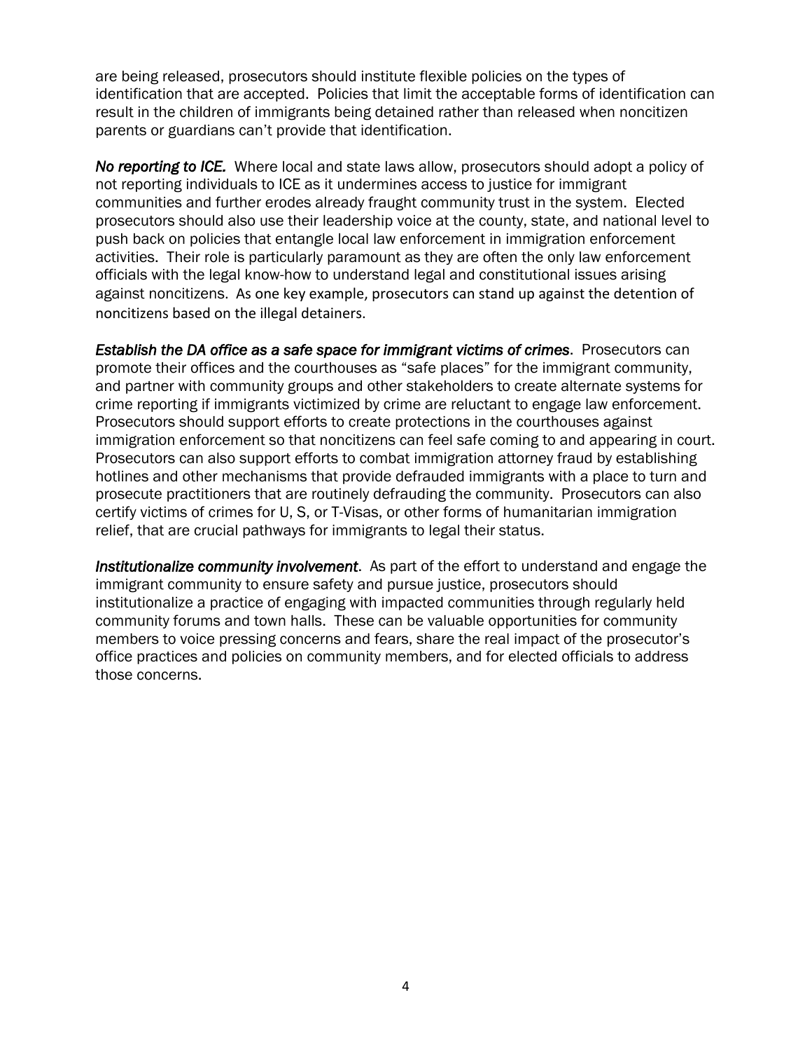are being released, prosecutors should institute flexible policies on the types of identification that are accepted. Policies that limit the acceptable forms of identification can result in the children of immigrants being detained rather than released when noncitizen parents or guardians can't provide that identification.

***No reporting to ICE.*** Where local and state laws allow, prosecutors should adopt a policy of not reporting individuals to ICE as it undermines access to justice for immigrant communities and further erodes already fraught community trust in the system. Elected prosecutors should also use their leadership voice at the county, state, and national level to push back on policies that entangle local law enforcement in immigration enforcement activities. Their role is particularly paramount as they are often the only law enforcement officials with the legal know-how to understand legal and constitutional issues arising against noncitizens. As one key example, prosecutors can stand up against the detention of noncitizens based on the illegal detainers.

***Establish the DA office as a safe space for immigrant victims of crimes*.** Prosecutors can promote their offices and the courthouses as "safe places" for the immigrant community, and partner with community groups and other stakeholders to create alternate systems for crime reporting if immigrants victimized by crime are reluctant to engage law enforcement. Prosecutors should support efforts to create protections in the courthouses against immigration enforcement so that noncitizens can feel safe coming to and appearing in court. Prosecutors can also support efforts to combat immigration attorney fraud by establishing hotlines and other mechanisms that provide defrauded immigrants with a place to turn and prosecute practitioners that are routinely defrauding the community. Prosecutors can also certify victims of crimes for U, S, or T-Visas, or other forms of humanitarian immigration relief, that are crucial pathways for immigrants to legal their status.

***Institutionalize community involvement*.** As part of the effort to understand and engage the immigrant community to ensure safety and pursue justice, prosecutors should institutionalize a practice of engaging with impacted communities through regularly held community forums and town halls. These can be valuable opportunities for community members to voice pressing concerns and fears, share the real impact of the prosecutor's office practices and policies on community members, and for elected officials to address those concerns.